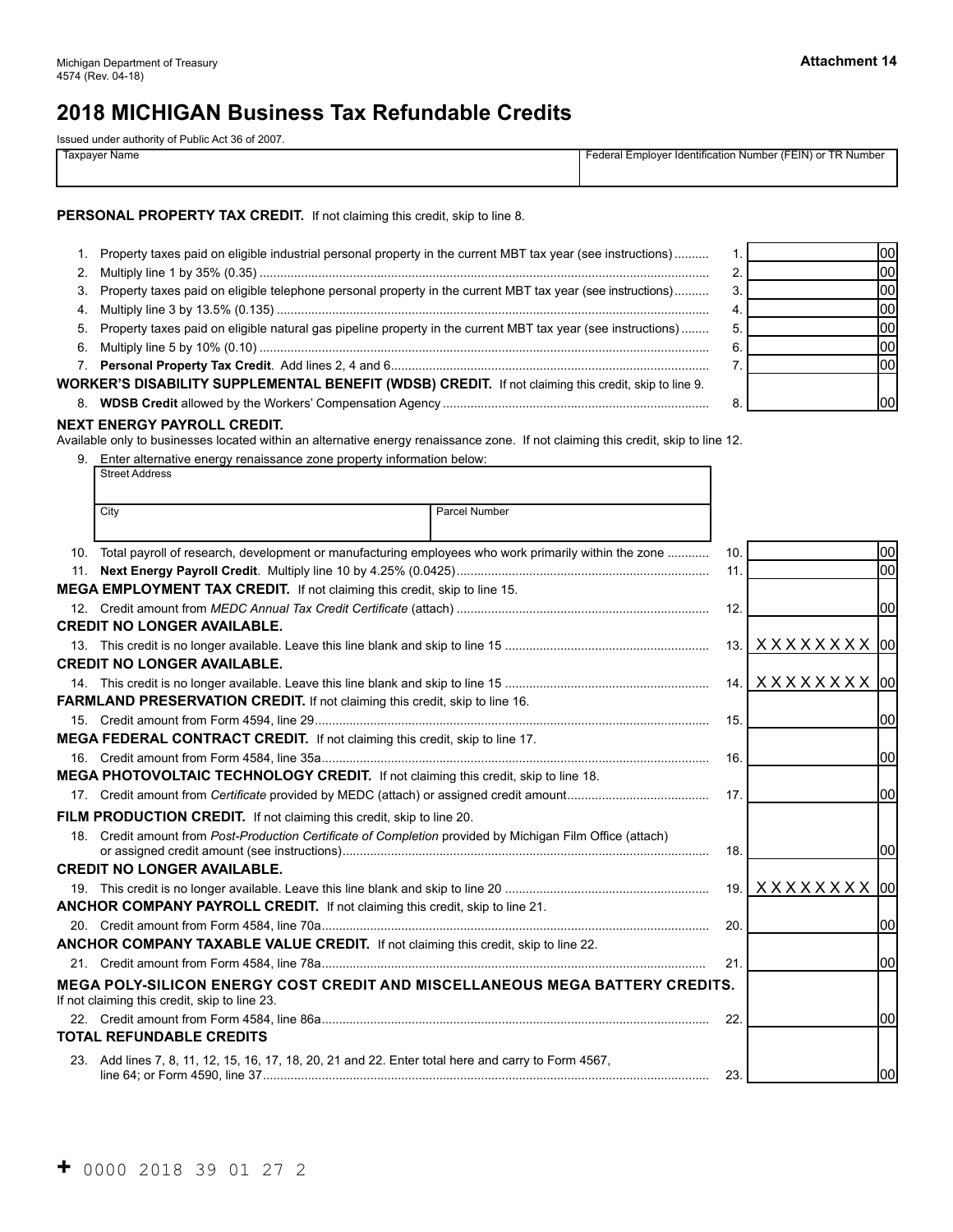Michigan Department of Treasury
4574 (Rev. 04-18)

**Attachment 14**

# 2018 MICHIGAN Business Tax Refundable Credits

Issued under authority of Public Act 36 of 2007.

| Taxpayer Name | Federal Employer Identification Number (FEIN) or TR Number |
|---|---|
| | |

**PERSONAL PROPERTY TAX CREDIT.** If not claiming this credit, skip to line 8.

| | | | |
|---|---|---|---|
| 1. | Property taxes paid on eligible industrial personal property in the current MBT tax year (see instructions) | 1. | 00 |
| 2. | Multiply line 1 by 35% (0.35) | 2. | 00 |
| 3. | Property taxes paid on eligible telephone personal property in the current MBT tax year (see instructions) | 3. | 00 |
| 4. | Multiply line 3 by 13.5% (0.135) | 4. | 00 |
| 5. | Property taxes paid on eligible natural gas pipeline property in the current MBT tax year (see instructions) | 5. | 00 |
| 6. | Multiply line 5 by 10% (0.10) | 6. | 00 |
| 7. | **Personal Property Tax Credit**. Add lines 2, 4 and 6 | 7. | 00 |

**WORKER'S DISABILITY SUPPLEMENTAL BENEFIT (WDSB) CREDIT.** If not claiming this credit, skip to line 9.

| | | | |
|---|---|---|---|
| 8. | **WDSB Credit** allowed by the Workers' Compensation Agency | 8. | 00 |

**NEXT ENERGY PAYROLL CREDIT.**
Available only to businesses located within an alternative energy renaissance zone. If not claiming this credit, skip to line 12.

9. Enter alternative energy renaissance zone property information below:

| Street Address | |
|---|---|
| | |
| **City** | **Parcel Number** |
| | |

| | | | |
|---|---|---|---|
| 10. | Total payroll of research, development or manufacturing employees who work primarily within the zone | 10. | 00 |
| 11. | **Next Energy Payroll Credit**. Multiply line 10 by 4.25% (0.0425) | 11. | 00 |

**MEGA EMPLOYMENT TAX CREDIT.** If not claiming this credit, skip to line 15.

| | | | |
|---|---|---|---|
| 12. | Credit amount from *MEDC Annual Tax Credit Certificate* (attach) | 12. | 00 |

**CREDIT NO LONGER AVAILABLE.**

| | | | |
|---|---|---|---|
| 13. | This credit is no longer available. Leave this line blank and skip to line 15 | 13. | XXXXXXXX 00 |

**CREDIT NO LONGER AVAILABLE.**

| | | | |
|---|---|---|---|
| 14. | This credit is no longer available. Leave this line blank and skip to line 15 | 14. | XXXXXXXX 00 |

**FARMLAND PRESERVATION CREDIT.** If not claiming this credit, skip to line 16.

| | | | |
|---|---|---|---|
| 15. | Credit amount from Form 4594, line 29 | 15. | 00 |

**MEGA FEDERAL CONTRACT CREDIT.** If not claiming this credit, skip to line 17.

| | | | |
|---|---|---|---|
| 16. | Credit amount from Form 4584, line 35a | 16. | 00 |

**MEGA PHOTOVOLTAIC TECHNOLOGY CREDIT.** If not claiming this credit, skip to line 18.

| | | | |
|---|---|---|---|
| 17. | Credit amount from *Certificate* provided by MEDC (attach) or assigned credit amount | 17. | 00 |

**FILM PRODUCTION CREDIT.** If not claiming this credit, skip to line 20.

| | | | |
|---|---|---|---|
| 18. | Credit amount from *Post-Production Certificate of Completion* provided by Michigan Film Office (attach) or assigned credit amount (see instructions) | 18. | 00 |

**CREDIT NO LONGER AVAILABLE.**

| | | | |
|---|---|---|---|
| 19. | This credit is no longer available. Leave this line blank and skip to line 20 | 19. | XXXXXXXX 00 |

**ANCHOR COMPANY PAYROLL CREDIT.** If not claiming this credit, skip to line 21.

| | | | |
|---|---|---|---|
| 20. | Credit amount from Form 4584, line 70a | 20. | 00 |

**ANCHOR COMPANY TAXABLE VALUE CREDIT.** If not claiming this credit, skip to line 22.

| | | | |
|---|---|---|---|
| 21. | Credit amount from Form 4584, line 78a | 21. | 00 |

**MEGA POLY-SILICON ENERGY COST CREDIT AND MISCELLANEOUS MEGA BATTERY CREDITS.**
If not claiming this credit, skip to line 23.

| | | | |
|---|---|---|---|
| 22. | Credit amount from Form 4584, line 86a | 22. | 00 |

**TOTAL REFUNDABLE CREDITS**

| | | | |
|---|---|---|---|
| 23. | Add lines 7, 8, 11, 12, 15, 16, 17, 18, 20, 21 and 22. Enter total here and carry to Form 4567, line 64; or Form 4590, line 37 | 23. | 00 |

+ 0000 2018 39 01 27 2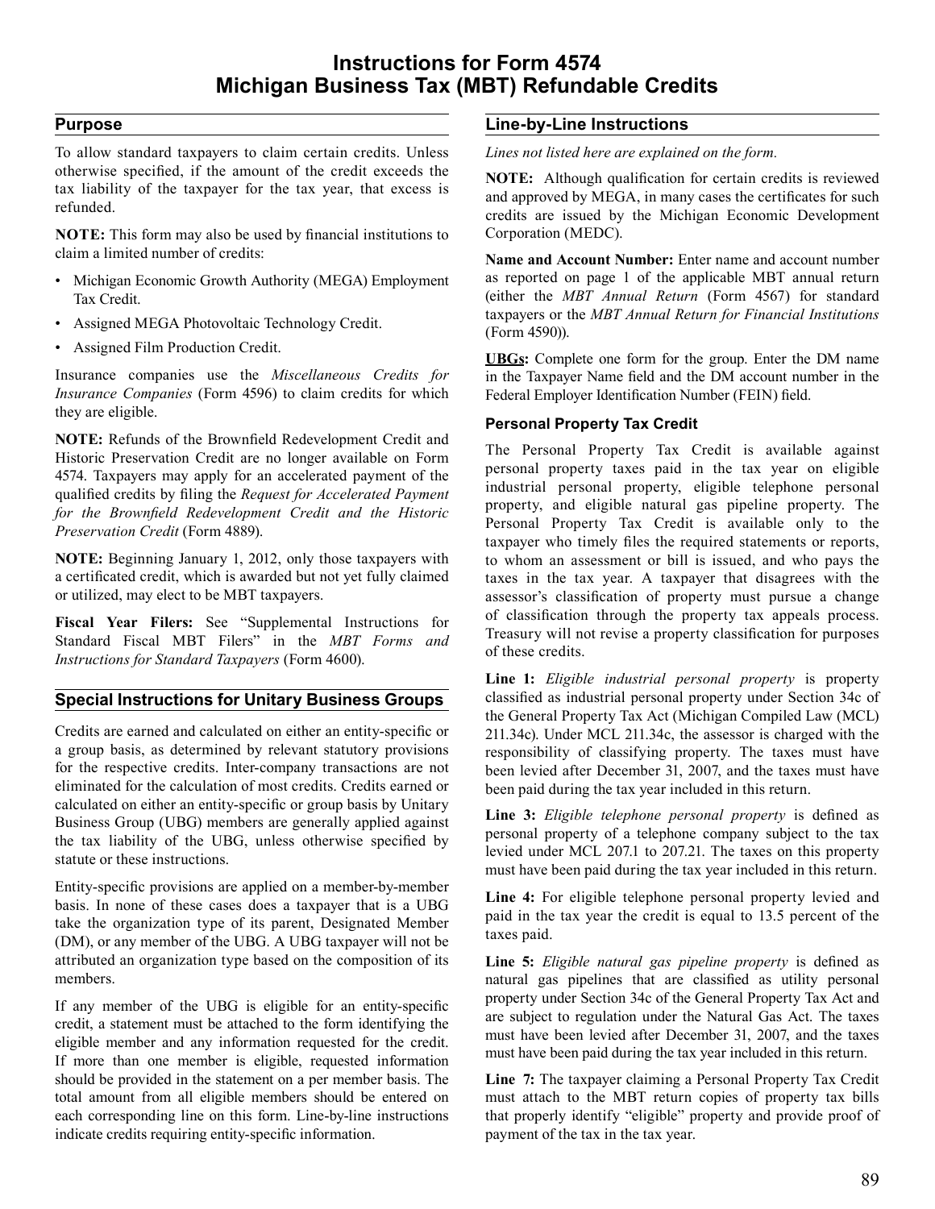# Instructions for Form 4574 Michigan Business Tax (MBT) Refundable Credits

## Purpose

To allow standard taxpayers to claim certain credits. Unless otherwise specified, if the amount of the credit exceeds the tax liability of the taxpayer for the tax year, that excess is refunded.

**NOTE:** This form may also be used by financial institutions to claim a limited number of credits:

- Michigan Economic Growth Authority (MEGA) Employment Tax Credit.
- Assigned MEGA Photovoltaic Technology Credit.
- Assigned Film Production Credit.

Insurance companies use the *Miscellaneous Credits for Insurance Companies* (Form 4596) to claim credits for which they are eligible.

**NOTE:** Refunds of the Brownfield Redevelopment Credit and Historic Preservation Credit are no longer available on Form 4574. Taxpayers may apply for an accelerated payment of the qualified credits by filing the *Request for Accelerated Payment for the Brownfield Redevelopment Credit and the Historic Preservation Credit* (Form 4889).

**NOTE:** Beginning January 1, 2012, only those taxpayers with a certificated credit, which is awarded but not yet fully claimed or utilized, may elect to be MBT taxpayers.

**Fiscal Year Filers:** See "Supplemental Instructions for Standard Fiscal MBT Filers" in the *MBT Forms and Instructions for Standard Taxpayers* (Form 4600).

## Special Instructions for Unitary Business Groups

Credits are earned and calculated on either an entity-specific or a group basis, as determined by relevant statutory provisions for the respective credits. Inter-company transactions are not eliminated for the calculation of most credits. Credits earned or calculated on either an entity-specific or group basis by Unitary Business Group (UBG) members are generally applied against the tax liability of the UBG, unless otherwise specified by statute or these instructions.

Entity-specific provisions are applied on a member-by-member basis. In none of these cases does a taxpayer that is a UBG take the organization type of its parent, Designated Member (DM), or any member of the UBG. A UBG taxpayer will not be attributed an organization type based on the composition of its members.

If any member of the UBG is eligible for an entity-specific credit, a statement must be attached to the form identifying the eligible member and any information requested for the credit. If more than one member is eligible, requested information should be provided in the statement on a per member basis. The total amount from all eligible members should be entered on each corresponding line on this form. Line-by-line instructions indicate credits requiring entity-specific information.

## Line-by-Line Instructions

*Lines not listed here are explained on the form.*

**NOTE:** Although qualification for certain credits is reviewed and approved by MEGA, in many cases the certificates for such credits are issued by the Michigan Economic Development Corporation (MEDC).

**Name and Account Number:** Enter name and account number as reported on page 1 of the applicable MBT annual return (either the *MBT Annual Return* (Form 4567) for standard taxpayers or the *MBT Annual Return for Financial Institutions* (Form 4590)).

**UBGs:** Complete one form for the group. Enter the DM name in the Taxpayer Name field and the DM account number in the Federal Employer Identification Number (FEIN) field.

### Personal Property Tax Credit

The Personal Property Tax Credit is available against personal property taxes paid in the tax year on eligible industrial personal property, eligible telephone personal property, and eligible natural gas pipeline property. The Personal Property Tax Credit is available only to the taxpayer who timely files the required statements or reports, to whom an assessment or bill is issued, and who pays the taxes in the tax year. A taxpayer that disagrees with the assessor's classification of property must pursue a change of classification through the property tax appeals process. Treasury will not revise a property classification for purposes of these credits.

**Line 1:** *Eligible industrial personal property* is property classified as industrial personal property under Section 34c of the General Property Tax Act (Michigan Compiled Law (MCL) 211.34c). Under MCL 211.34c, the assessor is charged with the responsibility of classifying property. The taxes must have been levied after December 31, 2007, and the taxes must have been paid during the tax year included in this return.

**Line 3:** *Eligible telephone personal property* is defined as personal property of a telephone company subject to the tax levied under MCL 207.1 to 207.21. The taxes on this property must have been paid during the tax year included in this return.

**Line 4:** For eligible telephone personal property levied and paid in the tax year the credit is equal to 13.5 percent of the taxes paid.

**Line 5:** *Eligible natural gas pipeline property* is defined as natural gas pipelines that are classified as utility personal property under Section 34c of the General Property Tax Act and are subject to regulation under the Natural Gas Act. The taxes must have been levied after December 31, 2007, and the taxes must have been paid during the tax year included in this return.

**Line 7:** The taxpayer claiming a Personal Property Tax Credit must attach to the MBT return copies of property tax bills that properly identify "eligible" property and provide proof of payment of the tax in the tax year.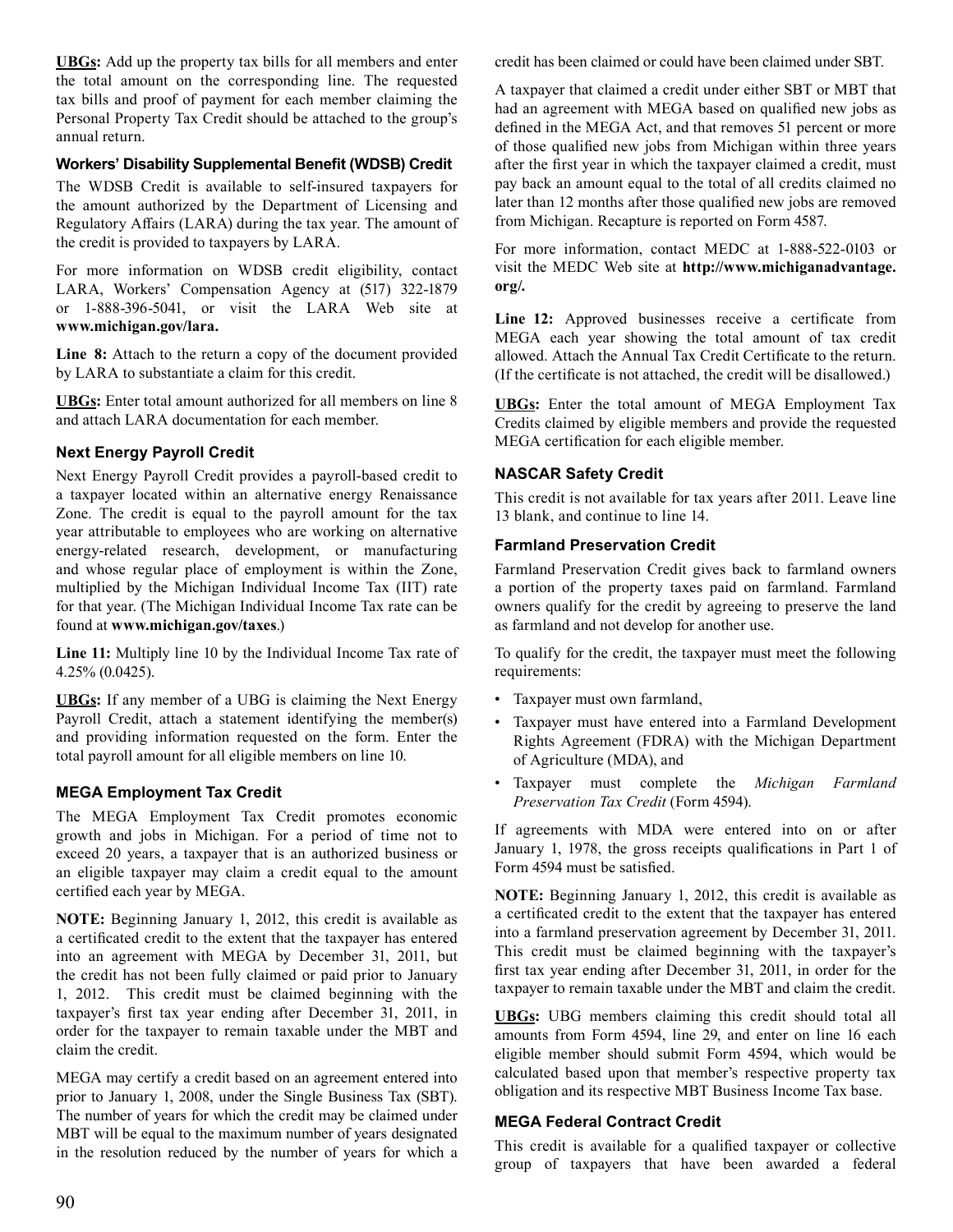**UBGs:** Add up the property tax bills for all members and enter the total amount on the corresponding line. The requested tax bills and proof of payment for each member claiming the Personal Property Tax Credit should be attached to the group's annual return.

#### Workers' Disability Supplemental Benefit (WDSB) Credit

The WDSB Credit is available to self-insured taxpayers for the amount authorized by the Department of Licensing and Regulatory Affairs (LARA) during the tax year. The amount of the credit is provided to taxpayers by LARA.

For more information on WDSB credit eligibility, contact LARA, Workers' Compensation Agency at (517) 322-1879 or 1-888-396-5041, or visit the LARA Web site at **www.michigan.gov/lara.**

**Line 8:** Attach to the return a copy of the document provided by LARA to substantiate a claim for this credit.

**UBGs:** Enter total amount authorized for all members on line 8 and attach LARA documentation for each member.

### Next Energy Payroll Credit

Next Energy Payroll Credit provides a payroll-based credit to a taxpayer located within an alternative energy Renaissance Zone. The credit is equal to the payroll amount for the tax year attributable to employees who are working on alternative energy-related research, development, or manufacturing and whose regular place of employment is within the Zone, multiplied by the Michigan Individual Income Tax (IIT) rate for that year. (The Michigan Individual Income Tax rate can be found at **www.michigan.gov/taxes**.)

**Line 11:** Multiply line 10 by the Individual Income Tax rate of 4.25% (0.0425).

**UBGs:** If any member of a UBG is claiming the Next Energy Payroll Credit, attach a statement identifying the member(s) and providing information requested on the form. Enter the total payroll amount for all eligible members on line 10.

### MEGA Employment Tax Credit

The MEGA Employment Tax Credit promotes economic growth and jobs in Michigan. For a period of time not to exceed 20 years, a taxpayer that is an authorized business or an eligible taxpayer may claim a credit equal to the amount certified each year by MEGA.

**NOTE:** Beginning January 1, 2012, this credit is available as a certificated credit to the extent that the taxpayer has entered into an agreement with MEGA by December 31, 2011, but the credit has not been fully claimed or paid prior to January 1, 2012. This credit must be claimed beginning with the taxpayer's first tax year ending after December 31, 2011, in order for the taxpayer to remain taxable under the MBT and claim the credit.

MEGA may certify a credit based on an agreement entered into prior to January 1, 2008, under the Single Business Tax (SBT). The number of years for which the credit may be claimed under MBT will be equal to the maximum number of years designated in the resolution reduced by the number of years for which a credit has been claimed or could have been claimed under SBT.

A taxpayer that claimed a credit under either SBT or MBT that had an agreement with MEGA based on qualified new jobs as defined in the MEGA Act, and that removes 51 percent or more of those qualified new jobs from Michigan within three years after the first year in which the taxpayer claimed a credit, must pay back an amount equal to the total of all credits claimed no later than 12 months after those qualified new jobs are removed from Michigan. Recapture is reported on Form 4587.

For more information, contact MEDC at 1-888-522-0103 or visit the MEDC Web site at **http://www.michiganadvantage.org/.**

**Line 12:** Approved businesses receive a certificate from MEGA each year showing the total amount of tax credit allowed. Attach the Annual Tax Credit Certificate to the return. (If the certificate is not attached, the credit will be disallowed.)

**UBGs:** Enter the total amount of MEGA Employment Tax Credits claimed by eligible members and provide the requested MEGA certification for each eligible member.

### NASCAR Safety Credit

This credit is not available for tax years after 2011. Leave line 13 blank, and continue to line 14.

### Farmland Preservation Credit

Farmland Preservation Credit gives back to farmland owners a portion of the property taxes paid on farmland. Farmland owners qualify for the credit by agreeing to preserve the land as farmland and not develop for another use.

To qualify for the credit, the taxpayer must meet the following requirements:

- Taxpayer must own farmland,
- Taxpayer must have entered into a Farmland Development Rights Agreement (FDRA) with the Michigan Department of Agriculture (MDA), and
- Taxpayer must complete the *Michigan Farmland Preservation Tax Credit* (Form 4594).

If agreements with MDA were entered into on or after January 1, 1978, the gross receipts qualifications in Part 1 of Form 4594 must be satisfied.

**NOTE:** Beginning January 1, 2012, this credit is available as a certificated credit to the extent that the taxpayer has entered into a farmland preservation agreement by December 31, 2011. This credit must be claimed beginning with the taxpayer's first tax year ending after December 31, 2011, in order for the taxpayer to remain taxable under the MBT and claim the credit.

**UBGs:** UBG members claiming this credit should total all amounts from Form 4594, line 29, and enter on line 16 each eligible member should submit Form 4594, which would be calculated based upon that member's respective property tax obligation and its respective MBT Business Income Tax base.

### MEGA Federal Contract Credit

This credit is available for a qualified taxpayer or collective group of taxpayers that have been awarded a federal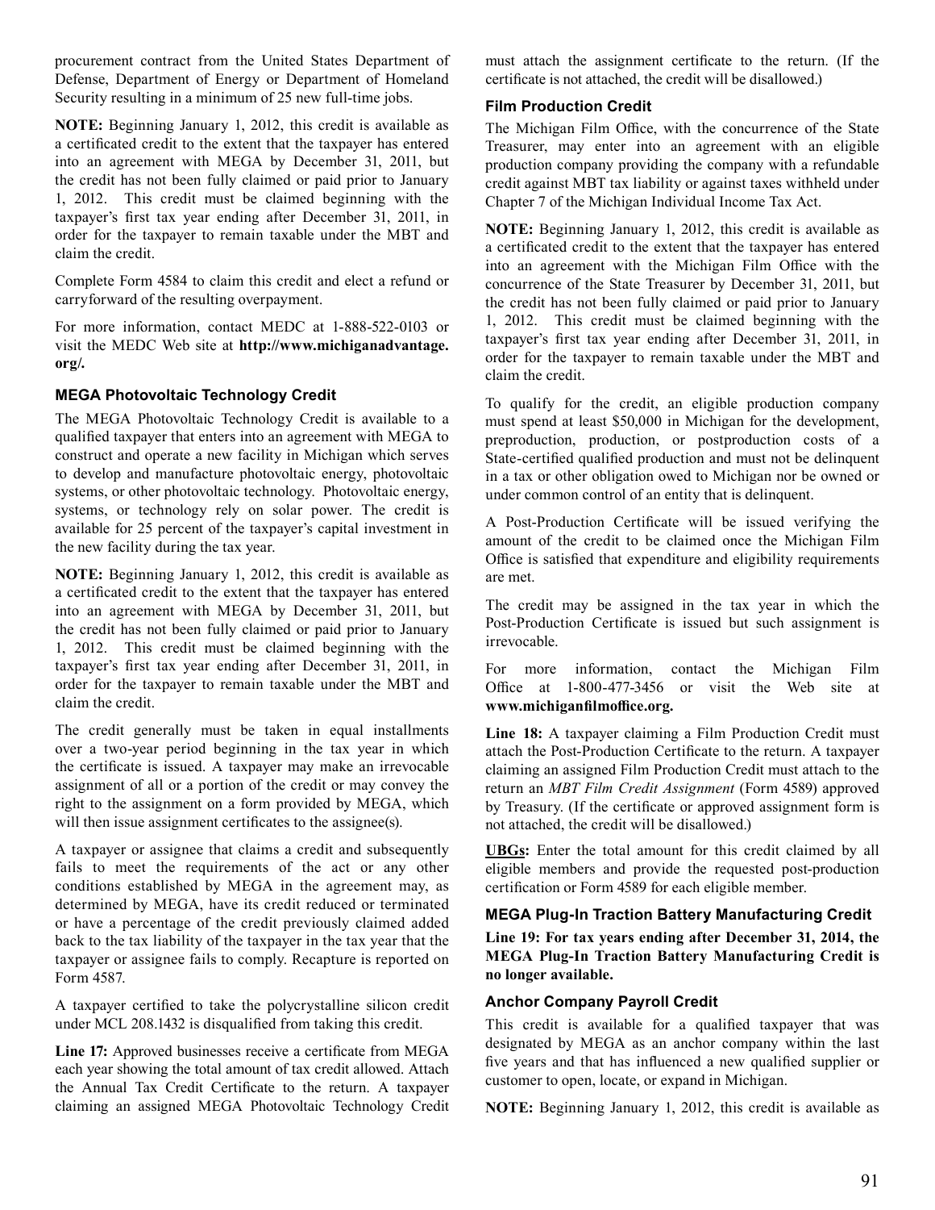procurement contract from the United States Department of Defense, Department of Energy or Department of Homeland Security resulting in a minimum of 25 new full-time jobs.

**NOTE:** Beginning January 1, 2012, this credit is available as a certificated credit to the extent that the taxpayer has entered into an agreement with MEGA by December 31, 2011, but the credit has not been fully claimed or paid prior to January 1, 2012. This credit must be claimed beginning with the taxpayer's first tax year ending after December 31, 2011, in order for the taxpayer to remain taxable under the MBT and claim the credit.

Complete Form 4584 to claim this credit and elect a refund or carryforward of the resulting overpayment.

For more information, contact MEDC at 1-888-522-0103 or visit the MEDC Web site at **http://www.michiganadvantage.org/.**

### MEGA Photovoltaic Technology Credit

The MEGA Photovoltaic Technology Credit is available to a qualified taxpayer that enters into an agreement with MEGA to construct and operate a new facility in Michigan which serves to develop and manufacture photovoltaic energy, photovoltaic systems, or other photovoltaic technology. Photovoltaic energy, systems, or technology rely on solar power. The credit is available for 25 percent of the taxpayer's capital investment in the new facility during the tax year.

**NOTE:** Beginning January 1, 2012, this credit is available as a certificated credit to the extent that the taxpayer has entered into an agreement with MEGA by December 31, 2011, but the credit has not been fully claimed or paid prior to January 1, 2012. This credit must be claimed beginning with the taxpayer's first tax year ending after December 31, 2011, in order for the taxpayer to remain taxable under the MBT and claim the credit.

The credit generally must be taken in equal installments over a two-year period beginning in the tax year in which the certificate is issued. A taxpayer may make an irrevocable assignment of all or a portion of the credit or may convey the right to the assignment on a form provided by MEGA, which will then issue assignment certificates to the assignee(s).

A taxpayer or assignee that claims a credit and subsequently fails to meet the requirements of the act or any other conditions established by MEGA in the agreement may, as determined by MEGA, have its credit reduced or terminated or have a percentage of the credit previously claimed added back to the tax liability of the taxpayer in the tax year that the taxpayer or assignee fails to comply. Recapture is reported on Form 4587.

A taxpayer certified to take the polycrystalline silicon credit under MCL 208.1432 is disqualified from taking this credit.

**Line 17:** Approved businesses receive a certificate from MEGA each year showing the total amount of tax credit allowed. Attach the Annual Tax Credit Certificate to the return. A taxpayer claiming an assigned MEGA Photovoltaic Technology Credit must attach the assignment certificate to the return. (If the certificate is not attached, the credit will be disallowed.)

### Film Production Credit

The Michigan Film Office, with the concurrence of the State Treasurer, may enter into an agreement with an eligible production company providing the company with a refundable credit against MBT tax liability or against taxes withheld under Chapter 7 of the Michigan Individual Income Tax Act.

**NOTE:** Beginning January 1, 2012, this credit is available as a certificated credit to the extent that the taxpayer has entered into an agreement with the Michigan Film Office with the concurrence of the State Treasurer by December 31, 2011, but the credit has not been fully claimed or paid prior to January 1, 2012. This credit must be claimed beginning with the taxpayer's first tax year ending after December 31, 2011, in order for the taxpayer to remain taxable under the MBT and claim the credit.

To qualify for the credit, an eligible production company must spend at least $50,000 in Michigan for the development, preproduction, production, or postproduction costs of a State-certified qualified production and must not be delinquent in a tax or other obligation owed to Michigan nor be owned or under common control of an entity that is delinquent.

A Post-Production Certificate will be issued verifying the amount of the credit to be claimed once the Michigan Film Office is satisfied that expenditure and eligibility requirements are met.

The credit may be assigned in the tax year in which the Post-Production Certificate is issued but such assignment is irrevocable.

For more information, contact the Michigan Film Office at 1-800-477-3456 or visit the Web site at **www.michiganfilmoffice.org.**

**Line 18:** A taxpayer claiming a Film Production Credit must attach the Post-Production Certificate to the return. A taxpayer claiming an assigned Film Production Credit must attach to the return an *MBT Film Credit Assignment* (Form 4589) approved by Treasury. (If the certificate or approved assignment form is not attached, the credit will be disallowed.)

**UBGs:** Enter the total amount for this credit claimed by all eligible members and provide the requested post-production certification or Form 4589 for each eligible member.

### MEGA Plug-In Traction Battery Manufacturing Credit

**Line 19: For tax years ending after December 31, 2014, the MEGA Plug-In Traction Battery Manufacturing Credit is no longer available.**

### Anchor Company Payroll Credit

This credit is available for a qualified taxpayer that was designated by MEGA as an anchor company within the last five years and that has influenced a new qualified supplier or customer to open, locate, or expand in Michigan.

**NOTE:** Beginning January 1, 2012, this credit is available as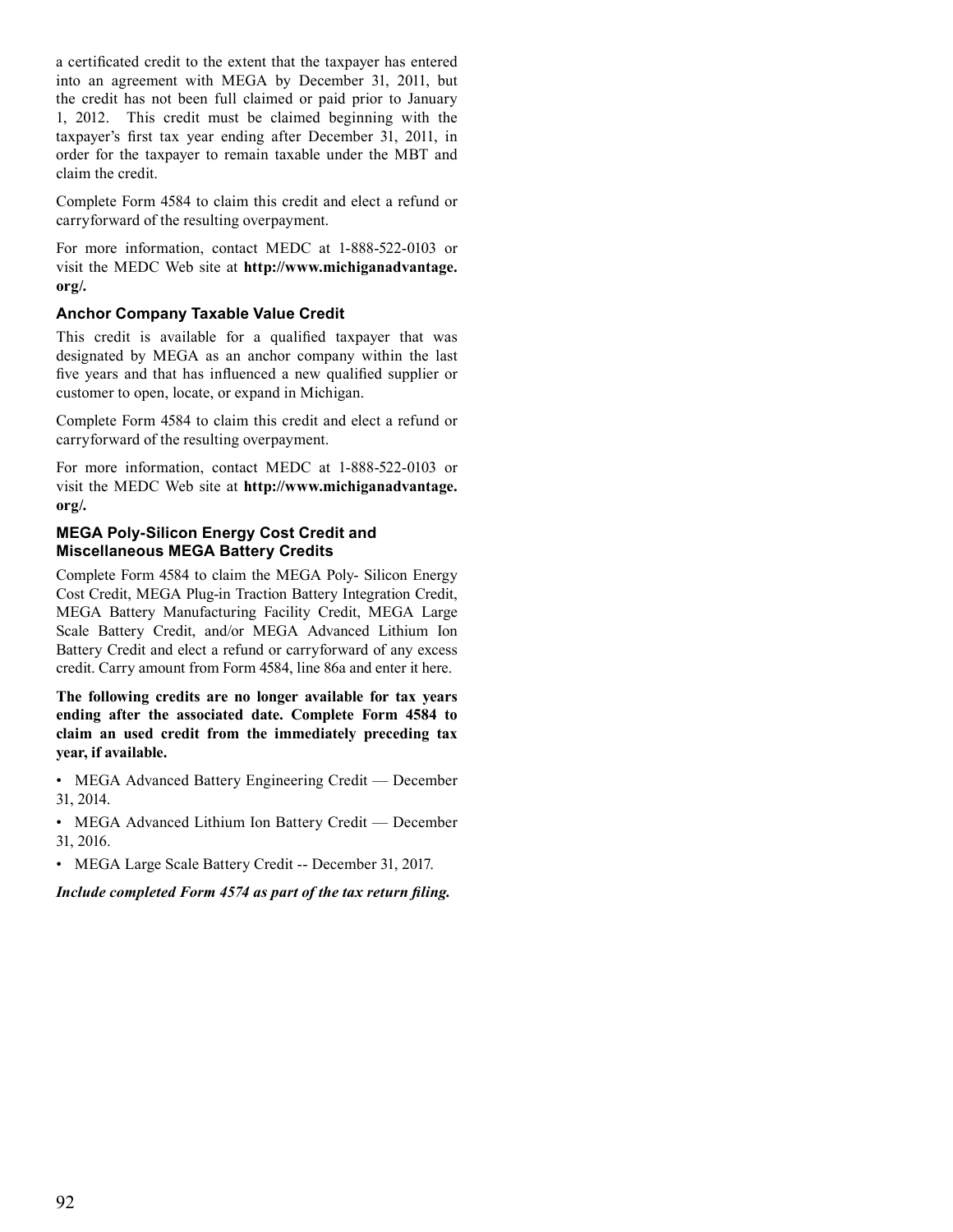a certificated credit to the extent that the taxpayer has entered into an agreement with MEGA by December 31, 2011, but the credit has not been full claimed or paid prior to January 1, 2012. This credit must be claimed beginning with the taxpayer's first tax year ending after December 31, 2011, in order for the taxpayer to remain taxable under the MBT and claim the credit.

Complete Form 4584 to claim this credit and elect a refund or carryforward of the resulting overpayment.

For more information, contact MEDC at 1-888-522-0103 or visit the MEDC Web site at **http://www.michiganadvantage.org/.**

### Anchor Company Taxable Value Credit

This credit is available for a qualified taxpayer that was designated by MEGA as an anchor company within the last five years and that has influenced a new qualified supplier or customer to open, locate, or expand in Michigan.

Complete Form 4584 to claim this credit and elect a refund or carryforward of the resulting overpayment.

For more information, contact MEDC at 1-888-522-0103 or visit the MEDC Web site at **http://www.michiganadvantage.org/.**

### MEGA Poly-Silicon Energy Cost Credit and Miscellaneous MEGA Battery Credits

Complete Form 4584 to claim the MEGA Poly- Silicon Energy Cost Credit, MEGA Plug-in Traction Battery Integration Credit, MEGA Battery Manufacturing Facility Credit, MEGA Large Scale Battery Credit, and/or MEGA Advanced Lithium Ion Battery Credit and elect a refund or carryforward of any excess credit. Carry amount from Form 4584, line 86a and enter it here.

**The following credits are no longer available for tax years ending after the associated date. Complete Form 4584 to claim an used credit from the immediately preceding tax year, if available.**

- MEGA Advanced Battery Engineering Credit — December 31, 2014.
- MEGA Advanced Lithium Ion Battery Credit — December 31, 2016.
- MEGA Large Scale Battery Credit -- December 31, 2017.

***Include completed Form 4574 as part of the tax return filing.***